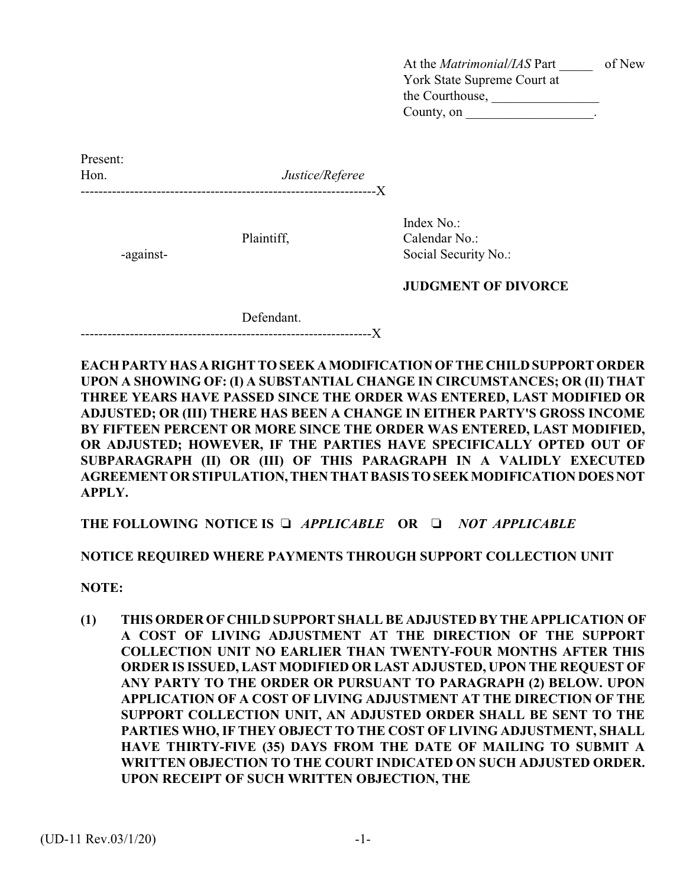At the *Matrimonial/IAS* Part _____ of New York State Supreme Court at the Courthouse, ________________ County, on ___________________.

Present:
Hon. *Justice/Referee*

---

Plaintiff,

-against-

Defendant.

---

Index No.:
Calendar No.:
Social Security No.:

**JUDGMENT OF DIVORCE**

**EACH PARTY HAS A RIGHT TO SEEK A MODIFICATION OF THE CHILD SUPPORT ORDER UPON A SHOWING OF: (I) A SUBSTANTIAL CHANGE IN CIRCUMSTANCES; OR (II) THAT THREE YEARS HAVE PASSED SINCE THE ORDER WAS ENTERED, LAST MODIFIED OR ADJUSTED; OR (III) THERE HAS BEEN A CHANGE IN EITHER PARTY'S GROSS INCOME BY FIFTEEN PERCENT OR MORE SINCE THE ORDER WAS ENTERED, LAST MODIFIED, OR ADJUSTED; HOWEVER, IF THE PARTIES HAVE SPECIFICALLY OPTED OUT OF SUBPARAGRAPH (II) OR (III) OF THIS PARAGRAPH IN A VALIDLY EXECUTED AGREEMENT OR STIPULATION, THEN THAT BASIS TO SEEK MODIFICATION DOES NOT APPLY.**

**THE FOLLOWING NOTICE IS ❑ *APPLICABLE* OR ❑ *NOT APPLICABLE***

**NOTICE REQUIRED WHERE PAYMENTS THROUGH SUPPORT COLLECTION UNIT**

**NOTE:**

**(1) THIS ORDER OF CHILD SUPPORT SHALL BE ADJUSTED BY THE APPLICATION OF A COST OF LIVING ADJUSTMENT AT THE DIRECTION OF THE SUPPORT COLLECTION UNIT NO EARLIER THAN TWENTY-FOUR MONTHS AFTER THIS ORDER IS ISSUED, LAST MODIFIED OR LAST ADJUSTED, UPON THE REQUEST OF ANY PARTY TO THE ORDER OR PURSUANT TO PARAGRAPH (2) BELOW. UPON APPLICATION OF A COST OF LIVING ADJUSTMENT AT THE DIRECTION OF THE SUPPORT COLLECTION UNIT, AN ADJUSTED ORDER SHALL BE SENT TO THE PARTIES WHO, IF THEY OBJECT TO THE COST OF LIVING ADJUSTMENT, SHALL HAVE THIRTY-FIVE (35) DAYS FROM THE DATE OF MAILING TO SUBMIT A WRITTEN OBJECTION TO THE COURT INDICATED ON SUCH ADJUSTED ORDER. UPON RECEIPT OF SUCH WRITTEN OBJECTION, THE**

(UD-11 Rev.03/1/20)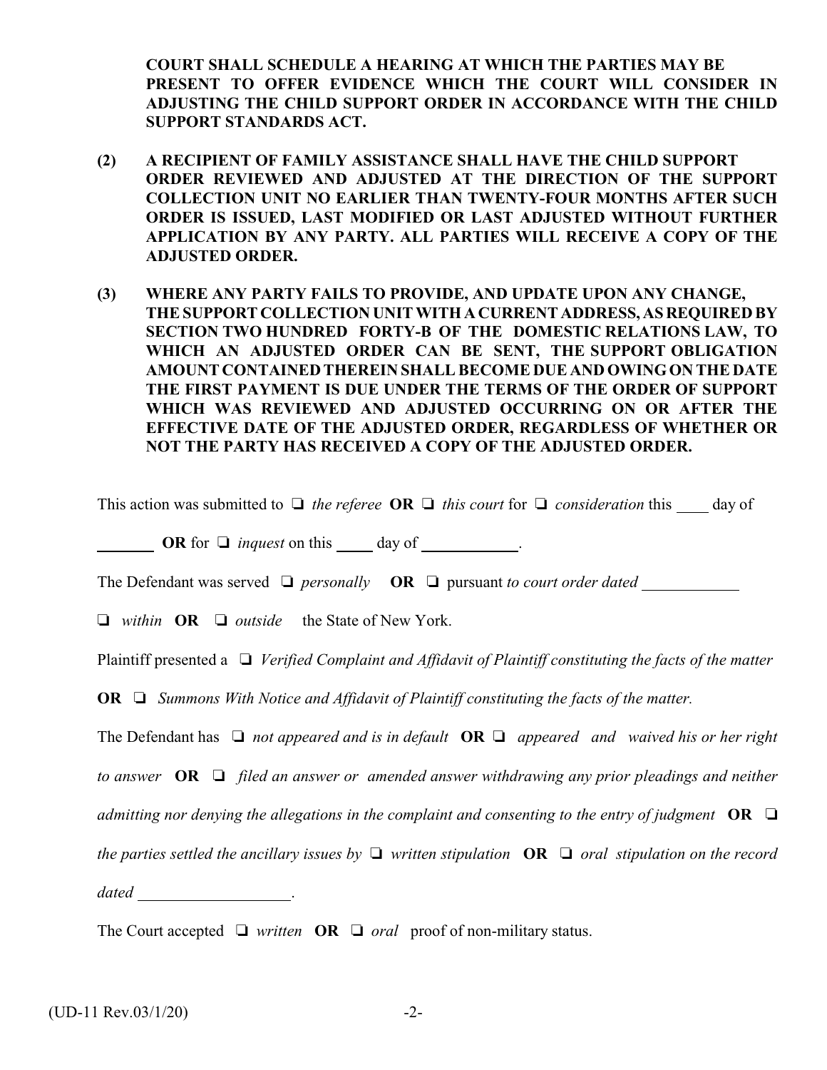**COURT SHALL SCHEDULE A HEARING AT WHICH THE PARTIES MAY BE PRESENT TO OFFER EVIDENCE WHICH THE COURT WILL CONSIDER IN ADJUSTING THE CHILD SUPPORT ORDER IN ACCORDANCE WITH THE CHILD SUPPORT STANDARDS ACT.**

**(2) A RECIPIENT OF FAMILY ASSISTANCE SHALL HAVE THE CHILD SUPPORT ORDER REVIEWED AND ADJUSTED AT THE DIRECTION OF THE SUPPORT COLLECTION UNIT NO EARLIER THAN TWENTY-FOUR MONTHS AFTER SUCH ORDER IS ISSUED, LAST MODIFIED OR LAST ADJUSTED WITHOUT FURTHER APPLICATION BY ANY PARTY. ALL PARTIES WILL RECEIVE A COPY OF THE ADJUSTED ORDER.**

**(3) WHERE ANY PARTY FAILS TO PROVIDE, AND UPDATE UPON ANY CHANGE, THE SUPPORT COLLECTION UNIT WITH A CURRENT ADDRESS, AS REQUIRED BY SECTION TWO HUNDRED FORTY-B OF THE DOMESTIC RELATIONS LAW, TO WHICH AN ADJUSTED ORDER CAN BE SENT, THE SUPPORT OBLIGATION AMOUNT CONTAINED THEREIN SHALL BECOME DUE AND OWING ON THE DATE THE FIRST PAYMENT IS DUE UNDER THE TERMS OF THE ORDER OF SUPPORT WHICH WAS REVIEWED AND ADJUSTED OCCURRING ON OR AFTER THE EFFECTIVE DATE OF THE ADJUSTED ORDER, REGARDLESS OF WHETHER OR NOT THE PARTY HAS RECEIVED A COPY OF THE ADJUSTED ORDER.**

This action was submitted to ❑ *the referee* **OR** ❑ *this court* for ❑ *consideration* this ____ day of _______ **OR** for ❑ *inquest* on this ____ day of ___________.

The Defendant was served ❑ *personally* **OR** ❑ pursuant *to court order dated* ___________

❑ *within* **OR** ❑ *outside* the State of New York.

Plaintiff presented a ❑ *Verified Complaint and Affidavit of Plaintiff constituting the facts of the matter* **OR** ❑ *Summons With Notice and Affidavit of Plaintiff constituting the facts of the matter.*

The Defendant has ❑ *not appeared and is in default* **OR** ❑ *appeared and waived his or her right to answer* **OR** ❑ *filed an answer or amended answer withdrawing any prior pleadings and neither admitting nor denying the allegations in the complaint and consenting to the entry of judgment* **OR** ❑ *the parties settled the ancillary issues by* ❑ *written stipulation* **OR** ❑ *oral stipulation on the record dated* _________________.

The Court accepted ❑ *written* **OR** ❑ *oral* proof of non-military status.

(UD-11 Rev.03/1/20)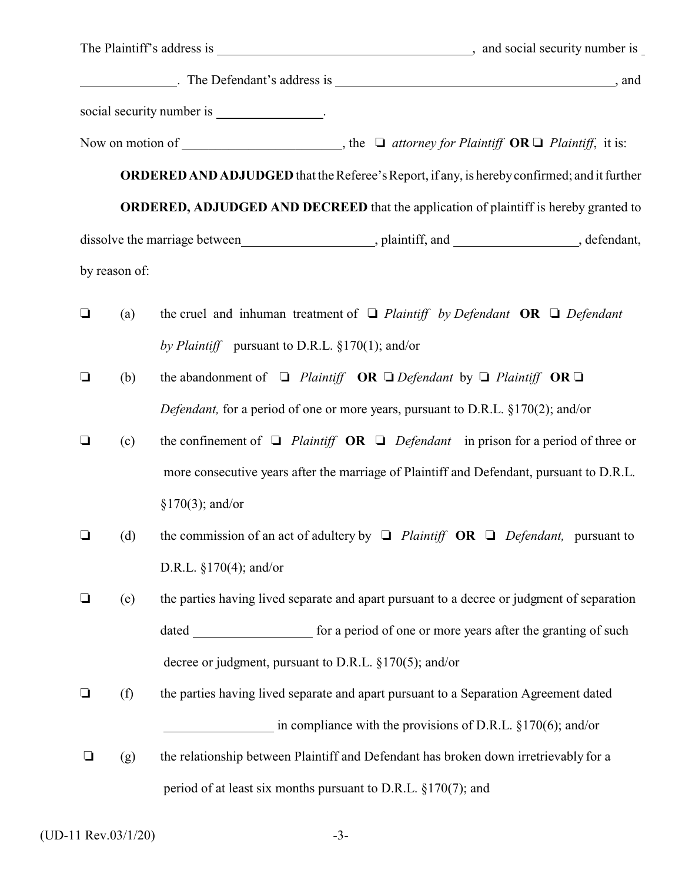The Plaintiff's address is ______________________________________, and social security number is ______________. The Defendant's address is ___________________________________________, and social security number is ________________.

Now on motion of ________________________, the ❑ *attorney for Plaintiff* **OR** ❑ *Plaintiff*, it is:

**ORDERED AND ADJUDGED** that the Referee's Report, if any, is hereby confirmed; and it further

**ORDERED, ADJUDGED AND DECREED** that the application of plaintiff is hereby granted to dissolve the marriage between____________________, plaintiff, and ___________________, defendant, by reason of:

❑ (a) the cruel and inhuman treatment of ❑ *Plaintiff by Defendant* **OR** ❑ *Defendant by Plaintiff* pursuant to D.R.L. §170(1); and/or

❑ (b) the abandonment of ❑ *Plaintiff* **OR** ❑ *Defendant* by ❑ *Plaintiff* **OR** ❑ *Defendant,* for a period of one or more years, pursuant to D.R.L. §170(2); and/or

❑ (c) the confinement of ❑ *Plaintiff* **OR** ❑ *Defendant* in prison for a period of three or more consecutive years after the marriage of Plaintiff and Defendant, pursuant to D.R.L. §170(3); and/or

❑ (d) the commission of an act of adultery by ❑ *Plaintiff* **OR** ❑ *Defendant,* pursuant to D.R.L. §170(4); and/or

❑ (e) the parties having lived separate and apart pursuant to a decree or judgment of separation dated __________________ for a period of one or more years after the granting of such decree or judgment, pursuant to D.R.L. §170(5); and/or

❑ (f) the parties having lived separate and apart pursuant to a Separation Agreement dated ________________ in compliance with the provisions of D.R.L. §170(6); and/or

❑ (g) the relationship between Plaintiff and Defendant has broken down irretrievably for a period of at least six months pursuant to D.R.L. §170(7); and

(UD-11 Rev.03/1/20)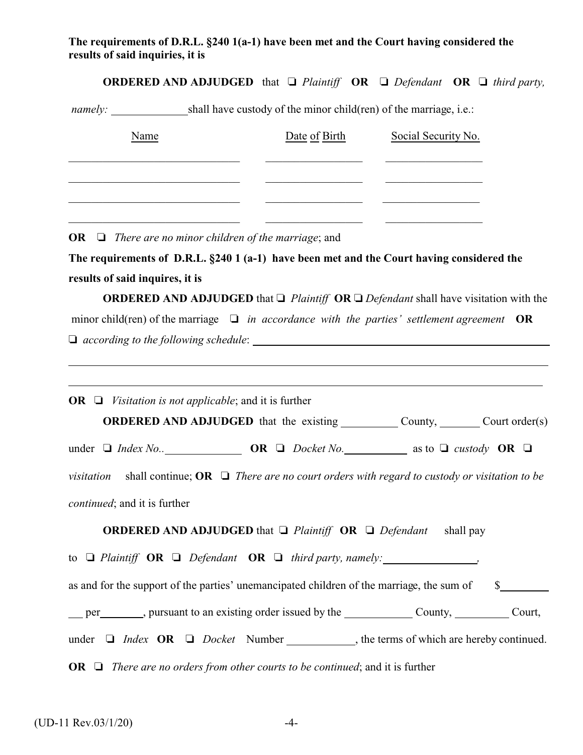**The requirements of D.R.L. §240 1(a-1) have been met and the Court having considered the results of said inquiries, it is**

**ORDERED AND ADJUDGED** that ❑ *Plaintiff* **OR** ❑ *Defendant* **OR** ❑ *third party, namely:* ______________ shall have custody of the minor child(ren) of the marriage, i.e.:

| Name | Date of Birth | Social Security No. |
|---|---|---|
| | | |
| | | |
| | | |
| | | |

**OR** ❑ *There are no minor children of the marriage*; and

**The requirements of D.R.L. §240 1 (a-1) have been met and the Court having considered the results of said inquires, it is**

**ORDERED AND ADJUDGED** that ❑ *Plaintiff* **OR** ❑ *Defendant* shall have visitation with the minor child(ren) of the marriage ❑ *in accordance with the parties' settlement agreement* **OR** ❑ *according to the following schedule*: ________________________________________________

________________________________________________________________________

________________________________________________________________________

**OR** ❑ *Visitation is not applicable*; and it is further

**ORDERED AND ADJUDGED** that the existing __________ County, _______ Court order(s) under ❑ *Index No..* ______________ **OR** ❑ *Docket No.* ___________ as to ❑ *custody* **OR** ❑ *visitation* shall continue; **OR** ❑ *There are no court orders with regard to custody or visitation to be continued*; and it is further

**ORDERED AND ADJUDGED** that ❑ *Plaintiff* **OR** ❑ *Defendant* shall pay to ❑ *Plaintiff* **OR** ❑ *Defendant* **OR** ❑ *third party, namely:* ________________*,* as and for the support of the parties' unemancipated children of the marriage, the sum of $_________ ___ per________, pursuant to an existing order issued by the ____________ County, __________ Court, under ❑ *Index* **OR** ❑ *Docket* Number ____________, the terms of which are hereby continued.

**OR** ❑ *There are no orders from other courts to be continued*; and it is further

(UD-11 Rev.03/1/20)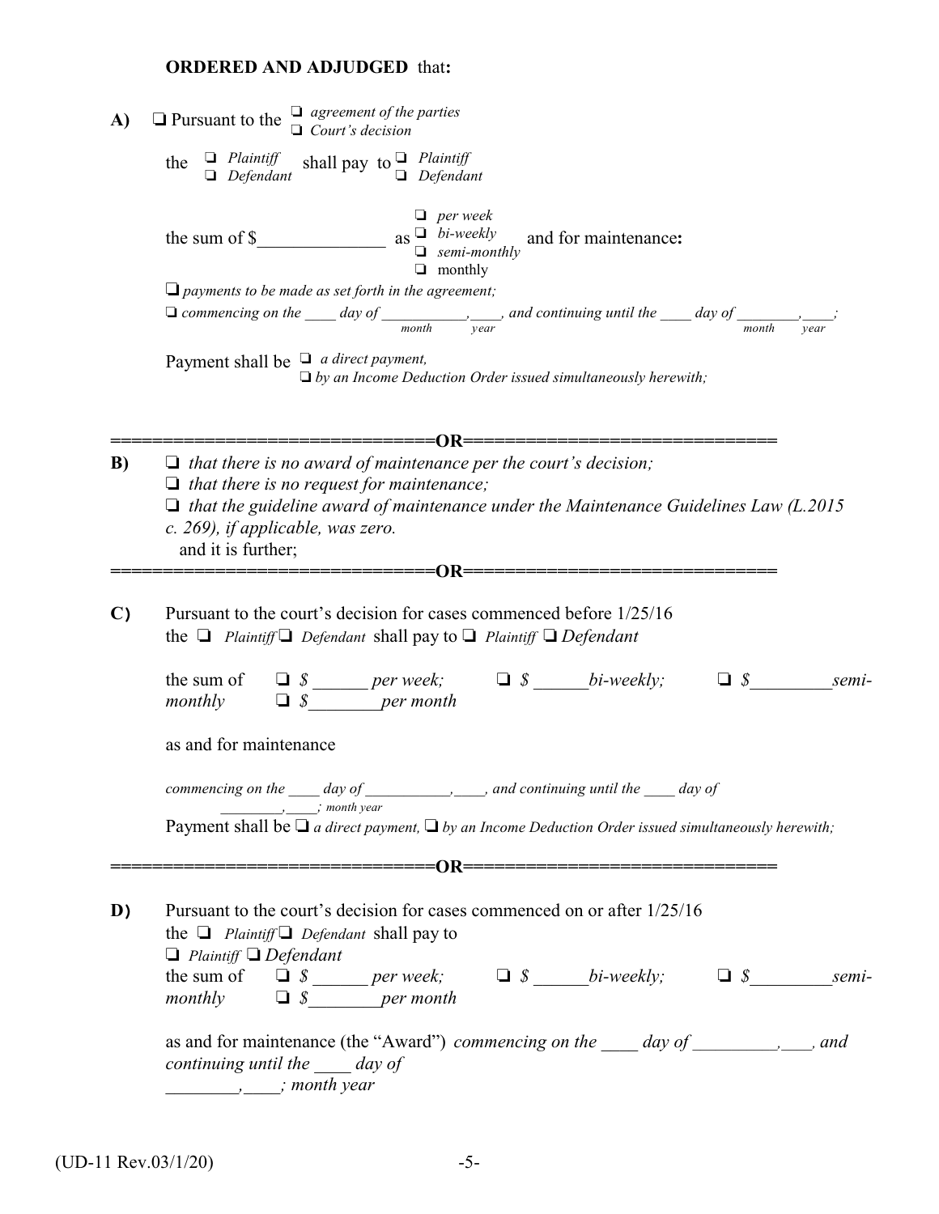**ORDERED AND ADJUDGED** that**:**

**A)** ❑ Pursuant to the ❑ *agreement of the parties* ❑ *Court's decision*

the ❑ *Plaintiff* ❑ *Defendant* shall pay to ❑ *Plaintiff* ❑ *Defendant*

the sum of $______________ as ❑ *per week* ❑ *bi-weekly* ❑ *semi-monthly* ❑ monthly and for maintenance**:**

❑ *payments to be made as set forth in the agreement;*

❑ *commencing on the ____ day of ___________,____, and continuing until the ____ day of ________,____;*
*month year month year*

Payment shall be ❑ *a direct payment,* ❑ *by an Income Deduction Order issued simultaneously herewith;*

================================**OR**================================

**B)** ❑ *that there is no award of maintenance per the court's decision;*
❑ *that there is no request for maintenance;*
❑ *that the guideline award of maintenance under the Maintenance Guidelines Law (L.2015 c. 269), if applicable, was zero.*
and it is further;

================================**OR**================================

**C)** Pursuant to the court's decision for cases commenced before 1/25/16
the ❑ *Plaintiff* ❑ *Defendant* shall pay to ❑ *Plaintiff* ❑ *Defendant*

the sum of ❑ *$ ______ per week;* ❑ *$ ______bi-weekly;* ❑ *$_________semi-monthly* ❑ *$________per month*

as and for maintenance

*commencing on the ____ day of ___________,____, and continuing until the ____ day of ________,____; month year*

Payment shall be ❑ *a direct payment,* ❑ *by an Income Deduction Order issued simultaneously herewith;*

================================**OR**================================

**D)** Pursuant to the court's decision for cases commenced on or after 1/25/16
the ❑ *Plaintiff* ❑ *Defendant* shall pay to
❑ *Plaintiff* ❑ *Defendant*
the sum of ❑ *$ ______ per week;* ❑ *$ ______bi-weekly;* ❑ *$_________semi-monthly* ❑ *$________per month*

as and for maintenance (the "Award") *commencing on the ____ day of _________,___, and continuing until the ____ day of ________,____; month year*

(UD-11 Rev.03/1/20)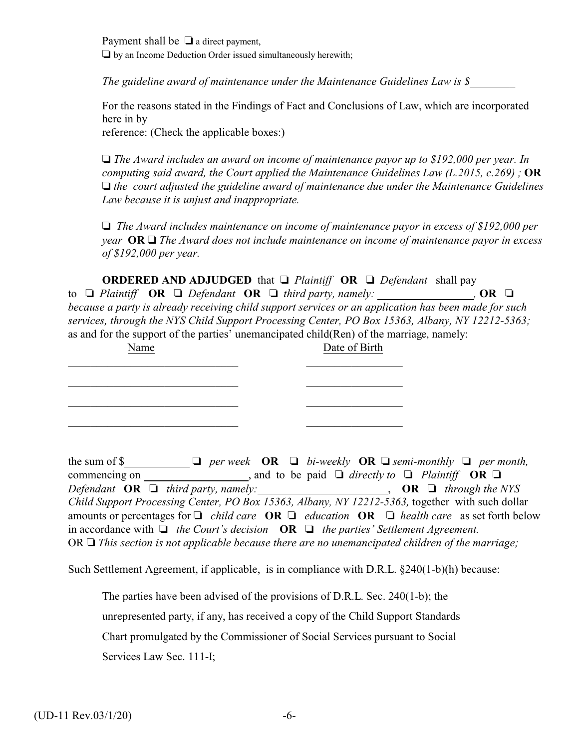Payment shall be ❑ a direct payment,
❑ by an Income Deduction Order issued simultaneously herewith;

*The guideline award of maintenance under the Maintenance Guidelines Law is $________*

For the reasons stated in the Findings of Fact and Conclusions of Law, which are incorporated here in by
reference: (Check the applicable boxes:)

❑ *The Award includes an award on income of maintenance payor up to $192,000 per year. In computing said award, the Court applied the Maintenance Guidelines Law (L.2015, c.269) ;* **OR** ❑ *the court adjusted the guideline award of maintenance due under the Maintenance Guidelines Law because it is unjust and inappropriate.*

❑ *The Award includes maintenance on income of maintenance payor in excess of $192,000 per year* **OR** ❑ *The Award does not include maintenance on income of maintenance payor in excess of $192,000 per year.*

**ORDERED AND ADJUDGED** that ❑ *Plaintiff* **OR** ❑ *Defendant* shall pay to ❑ *Plaintiff* **OR** ❑ *Defendant* **OR** ❑ *third party, namely: ________________,* **OR** ❑ *because a party is already receiving child support services or an application has been made for such services, through the NYS Child Support Processing Center, PO Box 15363, Albany, NY 12212-5363;* as and for the support of the parties' unemancipated child(Ren) of the marriage, namely:

| Name | Date of Birth |
| --- | --- |
| ______________________________ | ________________ |
| ______________________________ | ________________ |
| ______________________________ | ________________ |
| ______________________________ | ________________ |

the sum of $___________ ❑ *per week* **OR** ❑ *bi-weekly* **OR** ❑ *semi-monthly* ❑ *per month,* commencing on ________________, and to be paid ❑ *directly to* ❑ *Plaintiff* **OR** ❑ *Defendant* **OR** ❑ *third party, namely:______________________,* **OR** ❑ *through the NYS Child Support Processing Center, PO Box 15363, Albany, NY 12212-5363,* together with such dollar amounts or percentages for ❑ *child care* **OR** ❑ *education* **OR** ❑ *health care* as set forth below in accordance with ❑ *the Court's decision* **OR** ❑ *the parties' Settlement Agreement.*
OR ❑ *This section is not applicable because there are no unemancipated children of the marriage;*

Such Settlement Agreement, if applicable, is in compliance with D.R.L. §240(1-b)(h) because:

The parties have been advised of the provisions of D.R.L. Sec. 240(1-b); the unrepresented party, if any, has received a copy of the Child Support Standards Chart promulgated by the Commissioner of Social Services pursuant to Social Services Law Sec. 111-I;

(UD-11 Rev.03/1/20)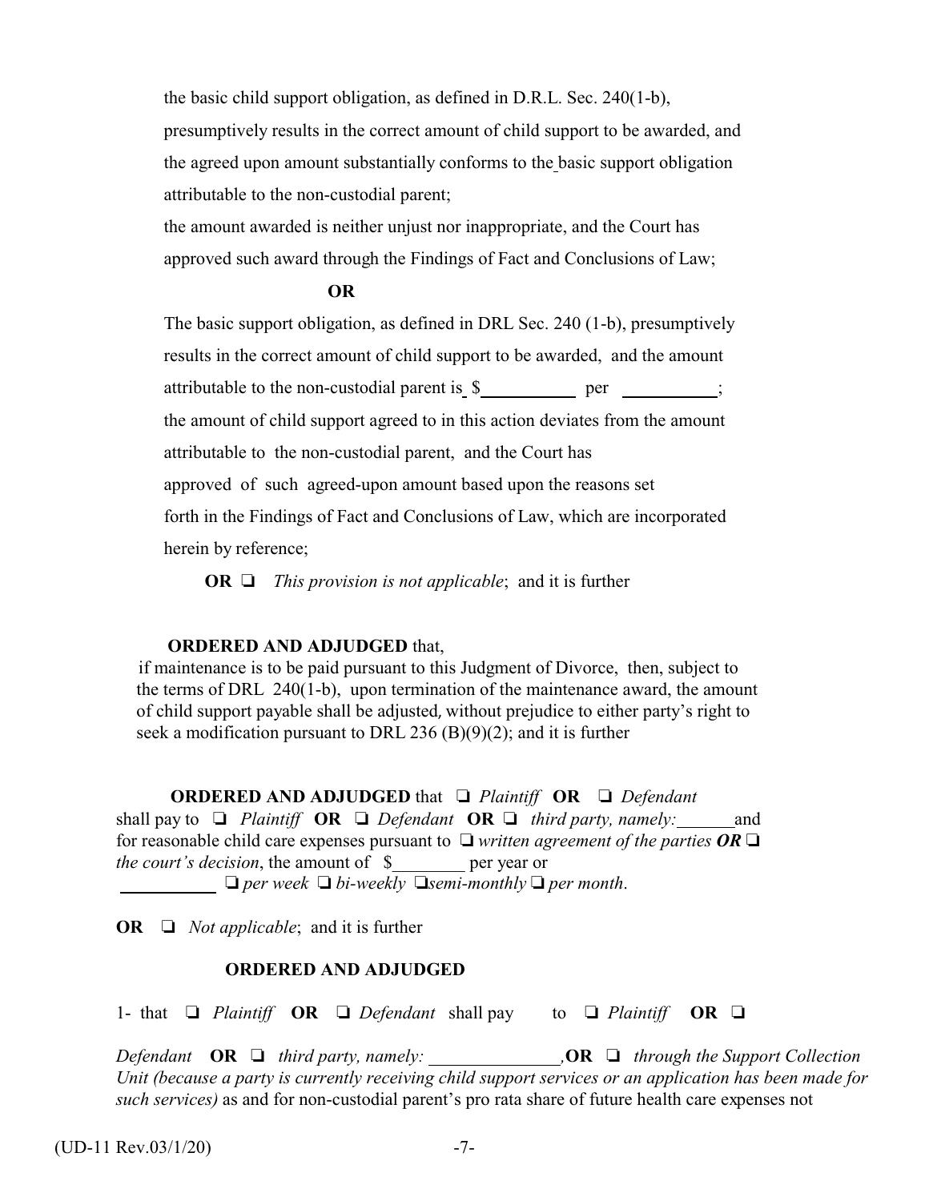the basic child support obligation, as defined in D.R.L. Sec. 240(1-b), presumptively results in the correct amount of child support to be awarded, and the agreed upon amount substantially conforms to the basic support obligation attributable to the non-custodial parent;

the amount awarded is neither unjust nor inappropriate, and the Court has approved such award through the Findings of Fact and Conclusions of Law;

**OR**

The basic support obligation, as defined in DRL Sec. 240 (1-b), presumptively results in the correct amount of child support to be awarded, and the amount attributable to the non-custodial parent is $__________ per __________;

the amount of child support agreed to in this action deviates from the amount attributable to the non-custodial parent, and the Court has approved of such agreed-upon amount based upon the reasons set forth in the Findings of Fact and Conclusions of Law, which are incorporated herein by reference;

**OR** ❑ *This provision is not applicable*; and it is further

**ORDERED AND ADJUDGED** that,
if maintenance is to be paid pursuant to this Judgment of Divorce, then, subject to the terms of DRL 240(1-b), upon termination of the maintenance award, the amount of child support payable shall be adjusted, without prejudice to either party's right to seek a modification pursuant to DRL 236 (B)(9)(2); and it is further

**ORDERED AND ADJUDGED** that ❑ *Plaintiff* **OR** ❑ *Defendant* shall pay to ❑ *Plaintiff* **OR** ❑ *Defendant* **OR** ❑ *third party, namely:*______and for reasonable child care expenses pursuant to ❑ *written agreement of the parties* ***OR*** ❑ *the court's decision*, the amount of $________ per year or __________ ❑ *per week* ❑ *bi-weekly* ❑ *semi-monthly* ❑ *per month*.

**OR** ❑ *Not applicable*; and it is further

**ORDERED AND ADJUDGED**

1- that ❑ *Plaintiff* **OR** ❑ *Defendant* shall pay to ❑ *Plaintiff* **OR** ❑ *Defendant* **OR** ❑ *third party, namely:* ______________, **OR** ❑ *through the Support Collection Unit (because a party is currently receiving child support services or an application has been made for such services)* as and for non-custodial parent's pro rata share of future health care expenses not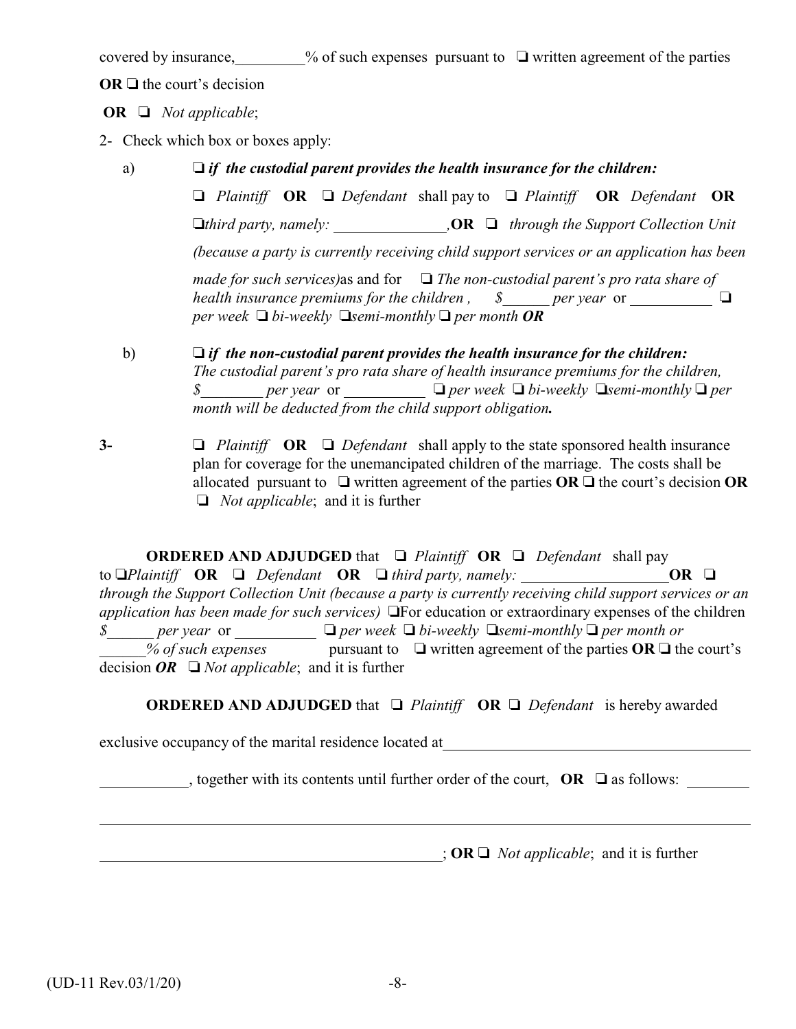covered by insurance,_________% of such expenses pursuant to ❑ written agreement of the parties **OR** ❑ the court's decision

**OR** ❑ *Not applicable*;

2- Check which box or boxes apply:

a) ❑ ***if the custodial parent provides the health insurance for the children:***

❑ *Plaintiff* **OR** ❑ *Defendant* shall pay to ❑ *Plaintiff* **OR** *Defendant* **OR** ❑*third party, namely:* _______________,**OR** ❑ *through the Support Collection Unit (because a party is currently receiving child support services or an application has been made for such services)*as and for ❑ *The non-custodial parent's pro rata share of health insurance premiums for the children ,* $______ *per year* or ___________ ❑ *per week* ❑ *bi-weekly* ❑*semi-monthly* ❑ *per month* ***OR***

b) ❑ ***if the non-custodial parent provides the health insurance for the children:*** *The custodial parent's pro rata share of health insurance premiums for the children,* $________ *per year* or ___________ ❑ *per week* ❑ *bi-weekly* ❑*semi-monthly* ❑ *per month will be deducted from the child support obligation.*

**3-** ❑ *Plaintiff* **OR** ❑ *Defendant* shall apply to the state sponsored health insurance plan for coverage for the unemancipated children of the marriage. The costs shall be allocated pursuant to ❑ written agreement of the parties **OR** ❑ the court's decision **OR** ❑ *Not applicable*; and it is further

**ORDERED AND ADJUDGED** that ❑ *Plaintiff* **OR** ❑ *Defendant* shall pay to ❑*Plaintiff* **OR** ❑ *Defendant* **OR** ❑ *third party, namely:* ___________________ **OR** ❑ *through the Support Collection Unit (because a party is currently receiving child support services or an application has been made for such services)* ❑For education or extraordinary expenses of the children $______ *per year* or ___________ ❑ *per week* ❑ *bi-weekly* ❑*semi-monthly* ❑ *per month or* ______*% of such expenses* pursuant to ❑ written agreement of the parties **OR** ❑ the court's decision ***OR*** ❑ *Not applicable*; and it is further

**ORDERED AND ADJUDGED** that ❑ *Plaintiff* **OR** ❑ *Defendant* is hereby awarded exclusive occupancy of the marital residence located at_________________________________________

___________, together with its contents until further order of the court, **OR** ❑ as follows: ________

_____________________________________________________________________________________

_____________________________________________; **OR** ❑ *Not applicable*; and it is further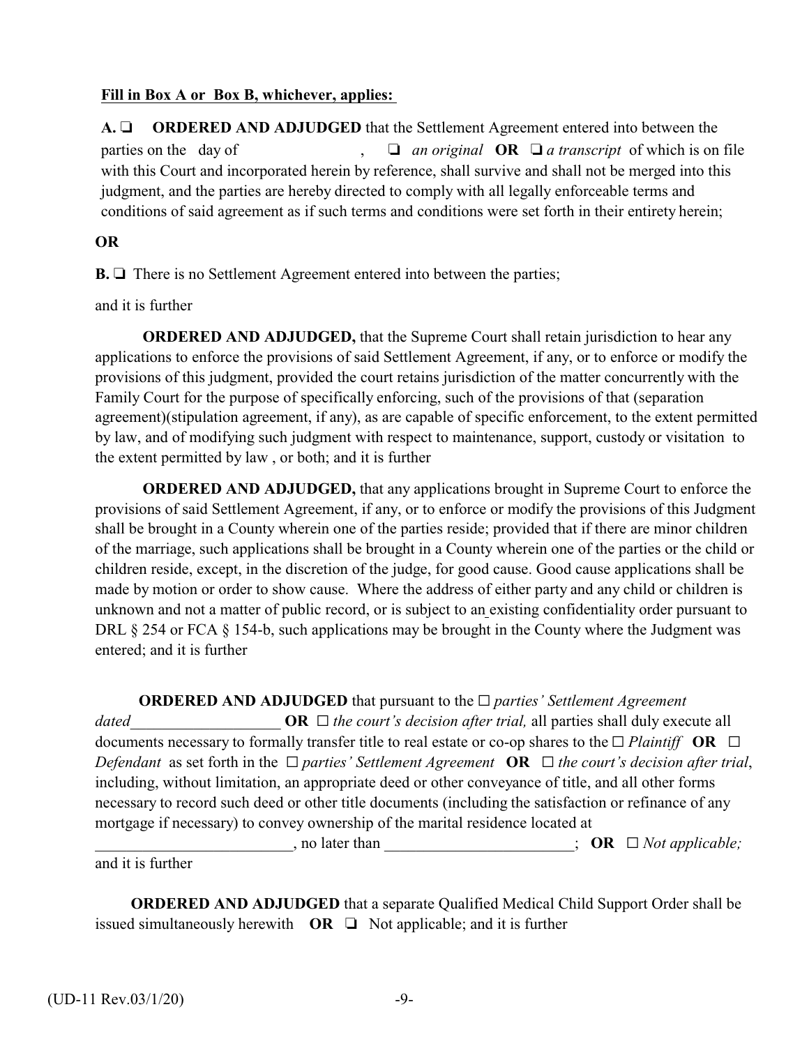**Fill in Box A or Box B, whichever, applies:**

**A.** ❑ **ORDERED AND ADJUDGED** that the Settlement Agreement entered into between the parties on the day of , ❑ *an original* **OR** ❑ *a transcript* of which is on file with this Court and incorporated herein by reference, shall survive and shall not be merged into this judgment, and the parties are hereby directed to comply with all legally enforceable terms and conditions of said agreement as if such terms and conditions were set forth in their entirety herein;

**OR**

**B.** ❑ There is no Settlement Agreement entered into between the parties;

and it is further

**ORDERED AND ADJUDGED,** that the Supreme Court shall retain jurisdiction to hear any applications to enforce the provisions of said Settlement Agreement, if any, or to enforce or modify the provisions of this judgment, provided the court retains jurisdiction of the matter concurrently with the Family Court for the purpose of specifically enforcing, such of the provisions of that (separation agreement)(stipulation agreement, if any), as are capable of specific enforcement, to the extent permitted by law, and of modifying such judgment with respect to maintenance, support, custody or visitation to the extent permitted by law , or both; and it is further

**ORDERED AND ADJUDGED,** that any applications brought in Supreme Court to enforce the provisions of said Settlement Agreement, if any, or to enforce or modify the provisions of this Judgment shall be brought in a County wherein one of the parties reside; provided that if there are minor children of the marriage, such applications shall be brought in a County wherein one of the parties or the child or children reside, except, in the discretion of the judge, for good cause. Good cause applications shall be made by motion or order to show cause. Where the address of either party and any child or children is unknown and not a matter of public record, or is subject to an existing confidentiality order pursuant to DRL § 254 or FCA § 154-b, such applications may be brought in the County where the Judgment was entered; and it is further

**ORDERED AND ADJUDGED** that pursuant to the ☐ *parties' Settlement Agreement dated*___________________ **OR** ☐ *the court's decision after trial,* all parties shall duly execute all documents necessary to formally transfer title to real estate or co-op shares to the ☐ *Plaintiff* **OR** ☐ *Defendant* as set forth in the ☐ *parties' Settlement Agreement* **OR** ☐ *the court's decision after trial*, including, without limitation, an appropriate deed or other conveyance of title, and all other forms necessary to record such deed or other title documents (including the satisfaction or refinance of any mortgage if necessary) to convey ownership of the marital residence located at _________________________, no later than ________________________; **OR** ☐ *Not applicable;* and it is further

**ORDERED AND ADJUDGED** that a separate Qualified Medical Child Support Order shall be issued simultaneously herewith **OR** ❑ Not applicable; and it is further

(UD-11 Rev.03/1/20)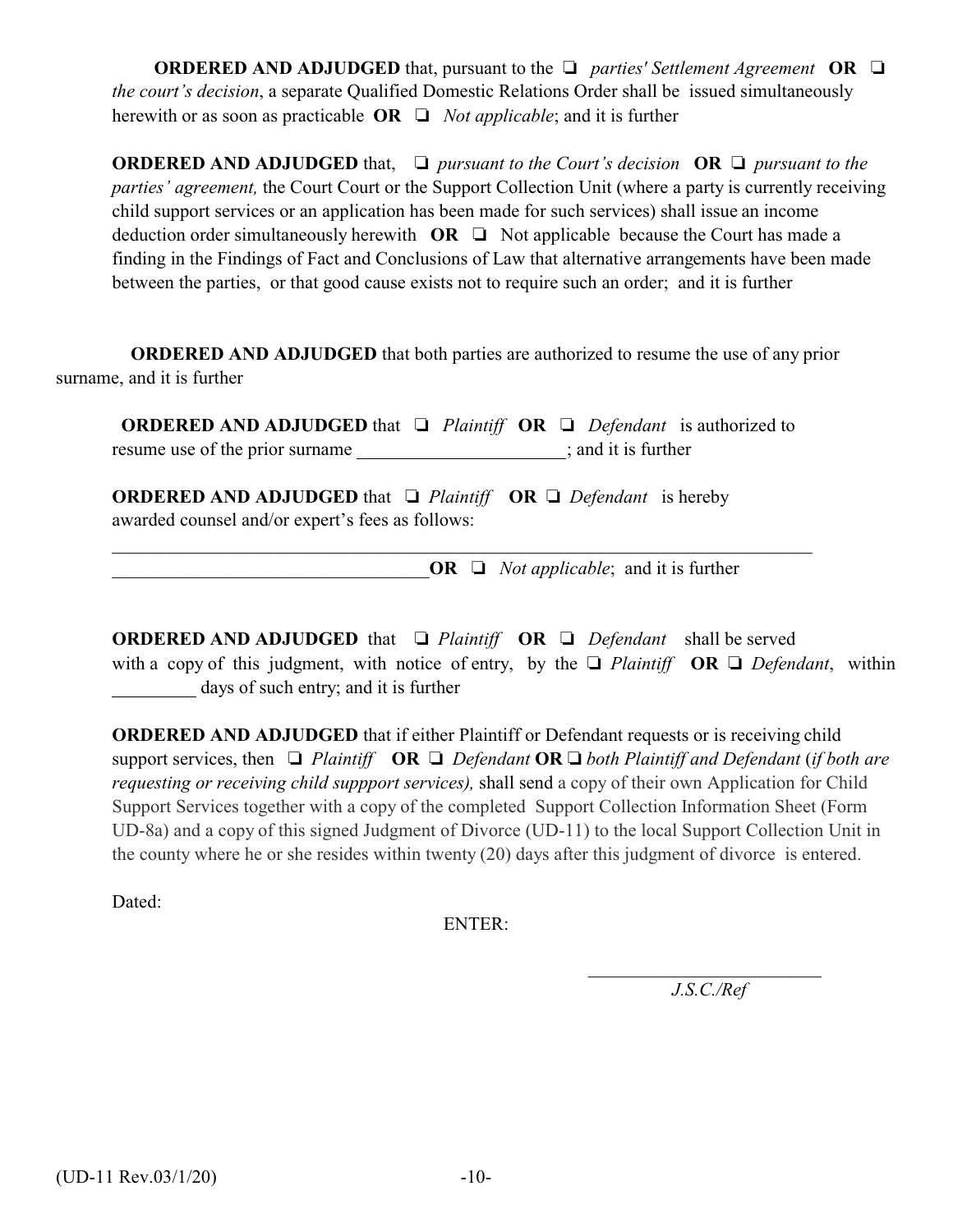**ORDERED AND ADJUDGED** that, pursuant to the ❑ *parties' Settlement Agreement* **OR** ❑ *the court's decision*, a separate Qualified Domestic Relations Order shall be issued simultaneously herewith or as soon as practicable **OR** ❑ *Not applicable*; and it is further

**ORDERED AND ADJUDGED** that, ❑ *pursuant to the Court's decision* **OR** ❑ *pursuant to the parties' agreement,* the Court Court or the Support Collection Unit (where a party is currently receiving child support services or an application has been made for such services) shall issue an income deduction order simultaneously herewith **OR** ❑ Not applicable because the Court has made a finding in the Findings of Fact and Conclusions of Law that alternative arrangements have been made between the parties, or that good cause exists not to require such an order; and it is further

**ORDERED AND ADJUDGED** that both parties are authorized to resume the use of any prior surname, and it is further

**ORDERED AND ADJUDGED** that ❑ *Plaintiff* **OR** ❑ *Defendant* is authorized to resume use of the prior surname \_\_\_\_\_\_\_\_\_\_\_\_\_\_\_\_\_\_\_\_\_\_; and it is further

**ORDERED AND ADJUDGED** that ❑ *Plaintiff* **OR** ❑ *Defendant* is hereby awarded counsel and/or expert's fees as follows:

\_\_\_\_\_\_\_\_\_\_\_\_\_\_\_\_\_\_\_\_\_\_\_\_\_\_\_\_\_\_\_\_\_\_\_\_\_\_\_\_\_\_\_\_\_\_\_\_\_\_\_\_\_\_\_\_\_\_\_\_\_\_\_\_\_\_\_\_\_\_\_\_\_\_\_\_

\_\_\_\_\_\_\_\_\_\_\_\_\_\_\_\_\_\_\_\_\_\_\_\_\_\_\_\_\_\_\_\_\_\_\_ **OR** ❑ *Not applicable*; and it is further

**ORDERED AND ADJUDGED** that ❑ *Plaintiff* **OR** ❑ *Defendant* shall be served with a copy of this judgment, with notice of entry, by the ❑ *Plaintiff* **OR** ❑ *Defendant*, within \_\_\_\_\_\_\_\_\_ days of such entry; and it is further

**ORDERED AND ADJUDGED** that if either Plaintiff or Defendant requests or is receiving child support services, then ❑ *Plaintiff* **OR** ❑ *Defendant* **OR** ❑ *both Plaintiff and Defendant* (*if both are requesting or receiving child suppport services),* shall send a copy of their own Application for Child Support Services together with a copy of the completed Support Collection Information Sheet (Form UD-8a) and a copy of this signed Judgment of Divorce (UD-11) to the local Support Collection Unit in the county where he or she resides within twenty (20) days after this judgment of divorce is entered.

Dated:

ENTER:

\_\_\_\_\_\_\_\_\_\_\_\_\_\_\_\_\_\_\_\_\_\_\_\_\_\_\_\_

*J.S.C./Ref*

(UD-11 Rev.03/1/20)